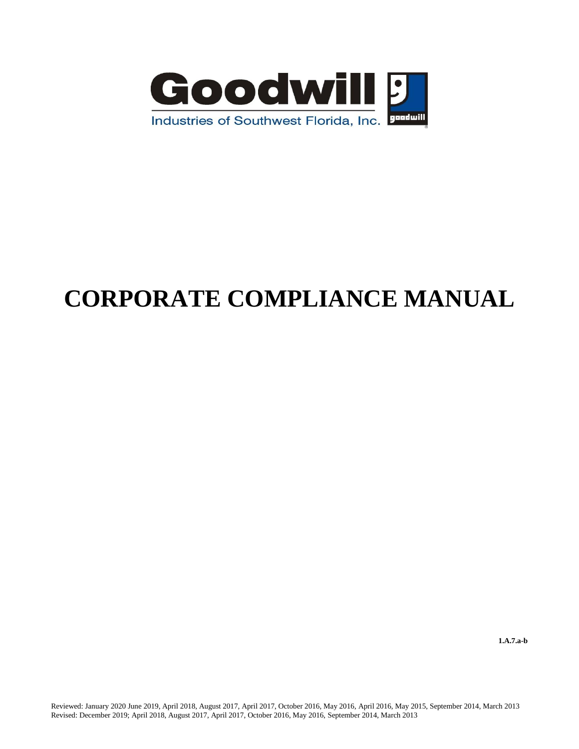Goodwill

Industries of Southwest Florida, Inc.

# CORPORATE COMPLIANCE MANUAL

**1.A.7.a-b**

Reviewed: January 2020 June 2019, April 2018, August 2017, April 2017, October 2016, May 2016, April 2016, May 2015, September 2014, March 2013
Revised: December 2019; April 2018, August 2017, April 2017, October 2016, May 2016, September 2014, March 2013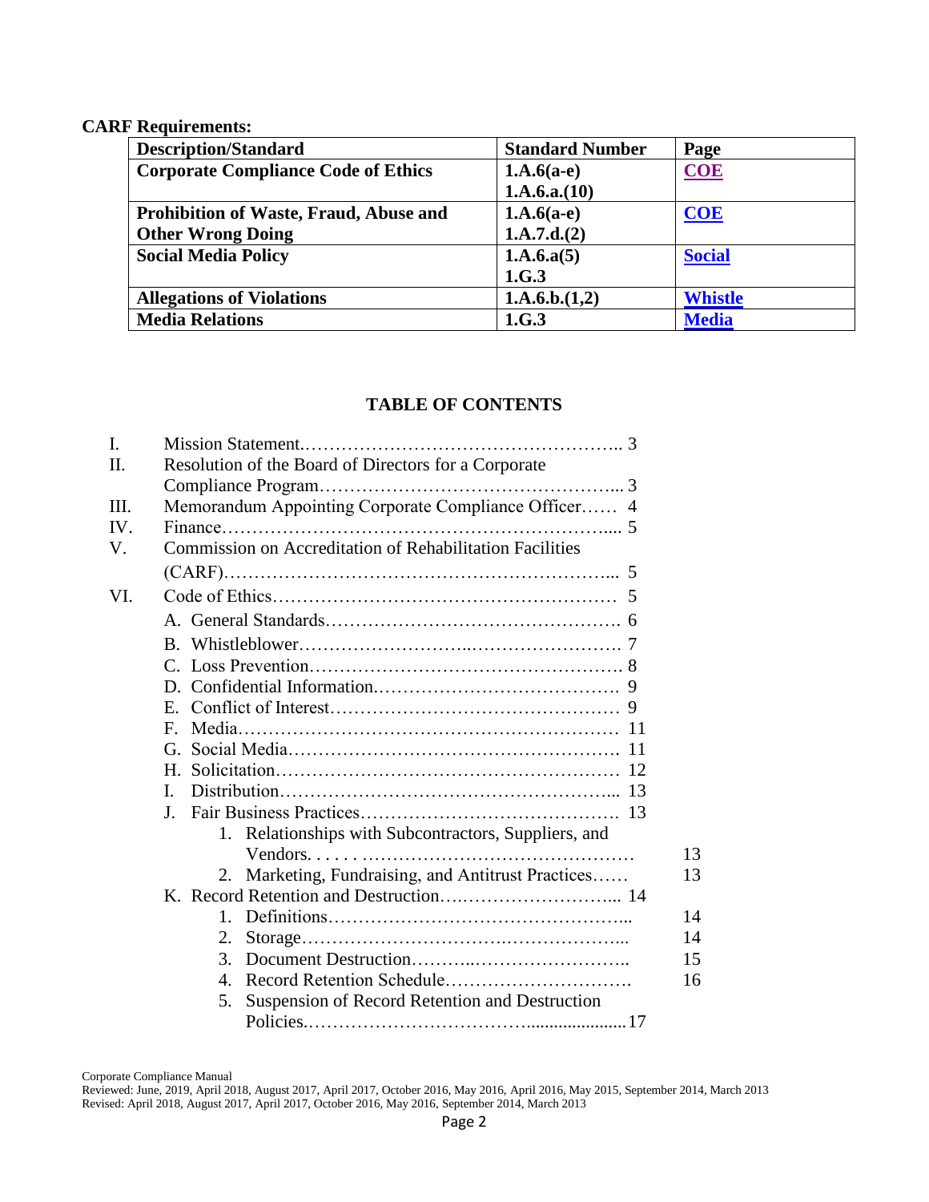**CARF Requirements:**

| Description/Standard | Standard Number | Page |
|---|---|---|
| **Corporate Compliance Code of Ethics** | **1.A.6(a-e)**<br>**1.A.6.a.(10)** | **COE** |
| **Prohibition of Waste, Fraud, Abuse and Other Wrong Doing** | **1.A.6(a-e)**<br>**1.A.7.d.(2)** | **COE** |
| **Social Media Policy** | **1.A.6.a(5)**<br>**1.G.3** | **Social** |
| **Allegations of Violations** | **1.A.6.b.(1,2)** | **Whistle** |
| **Media Relations** | **1.G.3** | **Media** |

## TABLE OF CONTENTS

- I. Mission Statement…………………………………………….. 3
- II. Resolution of the Board of Directors for a Corporate Compliance Program………………………………………... 3
- III. Memorandum Appointing Corporate Compliance Officer…… 4
- IV. Finance……………………………………………………..... 5
- V. Commission on Accreditation of Rehabilitation Facilities (CARF)……………………………………………………... 5
- VI. Code of Ethics………………………………………………… 5
  - A. General Standards…………………………………………. 6
  - B. Whistleblower……………………..……………………. 7
  - C. Loss Prevention…………………………………………… 8
  - D. Confidential Information.…………………………………. 9
  - E. Conflict of Interest………………………………………… 9
  - F. Media…………………………………………………… 11
  - G. Social Media………………………………………………. 11
  - H. Solicitation………………………………………………… 12
  - I. Distribution……………………………………………... 13
  - J. Fair Business Practices……………………………………. 13
    1. Relationships with Subcontractors, Suppliers, and Vendors. . . . . . ……………………………………… 13
    2. Marketing, Fundraising, and Antitrust Practices…… 13
  - K. Record Retention and Destruction…..……………………... 14
    1. Definitions…………………………………………... 14
    2. Storage……………………………..………………... 14
    3. Document Destruction……….…………………….. 15
    4. Record Retention Schedule…………………………. 16
    5. Suspension of Record Retention and Destruction Policies.…………………………….....................17

Corporate Compliance Manual
Reviewed: June, 2019, April 2018, August 2017, April 2017, October 2016, May 2016, April 2016, May 2015, September 2014, March 2013
Revised: April 2018, August 2017, April 2017, October 2016, May 2016, September 2014, March 2013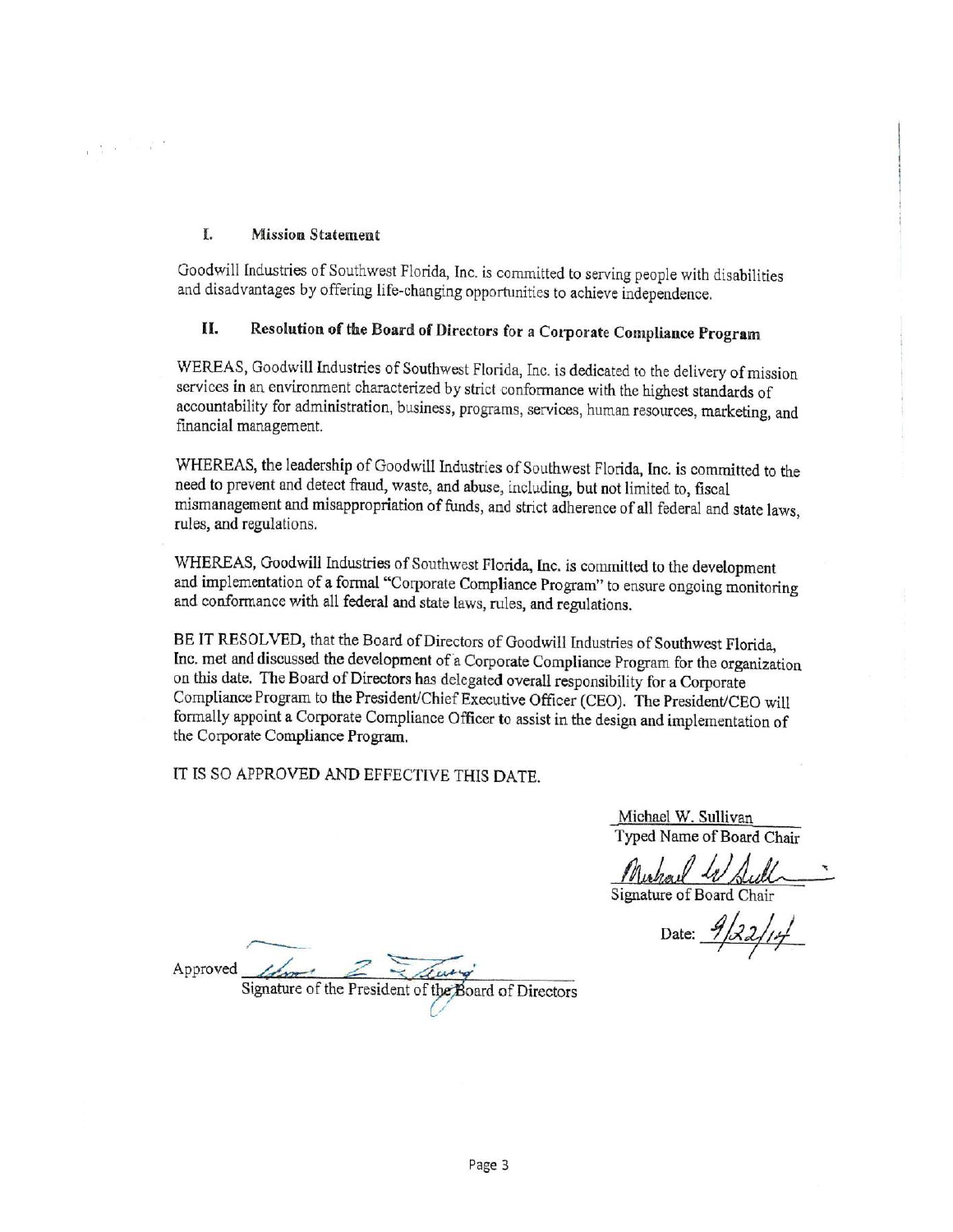## I. Mission Statement

Goodwill Industries of Southwest Florida, Inc. is committed to serving people with disabilities and disadvantages by offering life-changing opportunities to achieve independence.

## II. Resolution of the Board of Directors for a Corporate Compliance Program

WEREAS, Goodwill Industries of Southwest Florida, Inc. is dedicated to the delivery of mission services in an environment characterized by strict conformance with the highest standards of accountability for administration, business, programs, services, human resources, marketing, and financial management.

WHEREAS, the leadership of Goodwill Industries of Southwest Florida, Inc. is committed to the need to prevent and detect fraud, waste, and abuse, including, but not limited to, fiscal mismanagement and misappropriation of funds, and strict adherence of all federal and state laws, rules, and regulations.

WHEREAS, Goodwill Industries of Southwest Florida, Inc. is committed to the development and implementation of a formal "Corporate Compliance Program" to ensure ongoing monitoring and conformance with all federal and state laws, rules, and regulations.

BE IT RESOLVED, that the Board of Directors of Goodwill Industries of Southwest Florida, Inc. met and discussed the development of a Corporate Compliance Program for the organization on this date. The Board of Directors has delegated overall responsibility for a Corporate Compliance Program to the President/Chief Executive Officer (CEO). The President/CEO will formally appoint a Corporate Compliance Officer to assist in the design and implementation of the Corporate Compliance Program.

IT IS SO APPROVED AND EFFECTIVE THIS DATE.

Michael W. Sullivan
Typed Name of Board Chair

*[Signature]*
Signature of Board Chair

Date: 9/22/14

Approved *[Signature]*
Signature of the President of the Board of Directors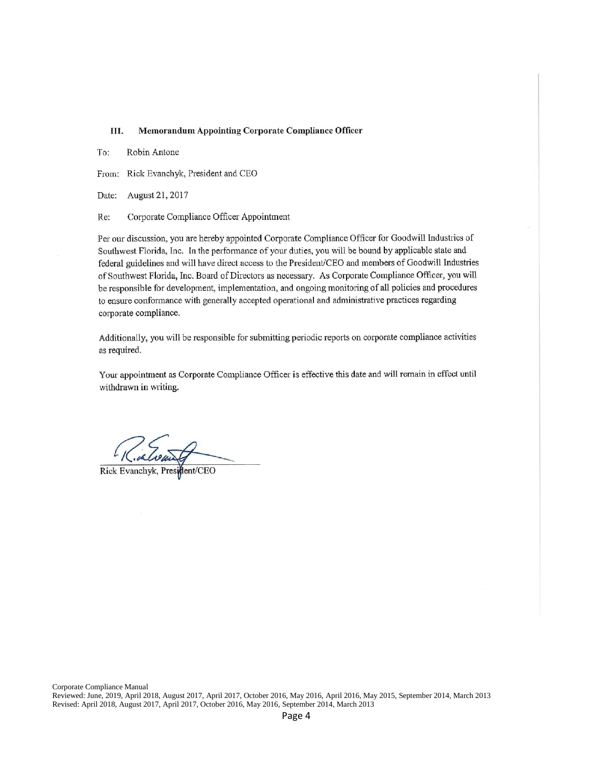### III. Memorandum Appointing Corporate Compliance Officer

To: Robin Antone

From: Rick Evanchyk, President and CEO

Date: August 21, 2017

Re: Corporate Compliance Officer Appointment

Per our discussion, you are hereby appointed Corporate Compliance Officer for Goodwill Industries of Southwest Florida, Inc. In the performance of your duties, you will be bound by applicable state and federal guidelines and will have direct access to the President/CEO and members of Goodwill Industries of Southwest Florida, Inc. Board of Directors as necessary. As Corporate Compliance Officer, you will be responsible for development, implementation, and ongoing monitoring of all policies and procedures to ensure conformance with generally accepted operational and administrative practices regarding corporate compliance.

Additionally, you will be responsible for submitting periodic reports on corporate compliance activities as required.

Your appointment as Corporate Compliance Officer is effective this date and will remain in effect until withdrawn in writing.

Rick Evanchyk, President/CEO

Corporate Compliance Manual
Reviewed: June, 2019, April 2018, August 2017, April 2017, October 2016, May 2016, April 2016, May 2015, September 2014, March 2013
Revised: April 2018, August 2017, April 2017, October 2016, May 2016, September 2014, March 2013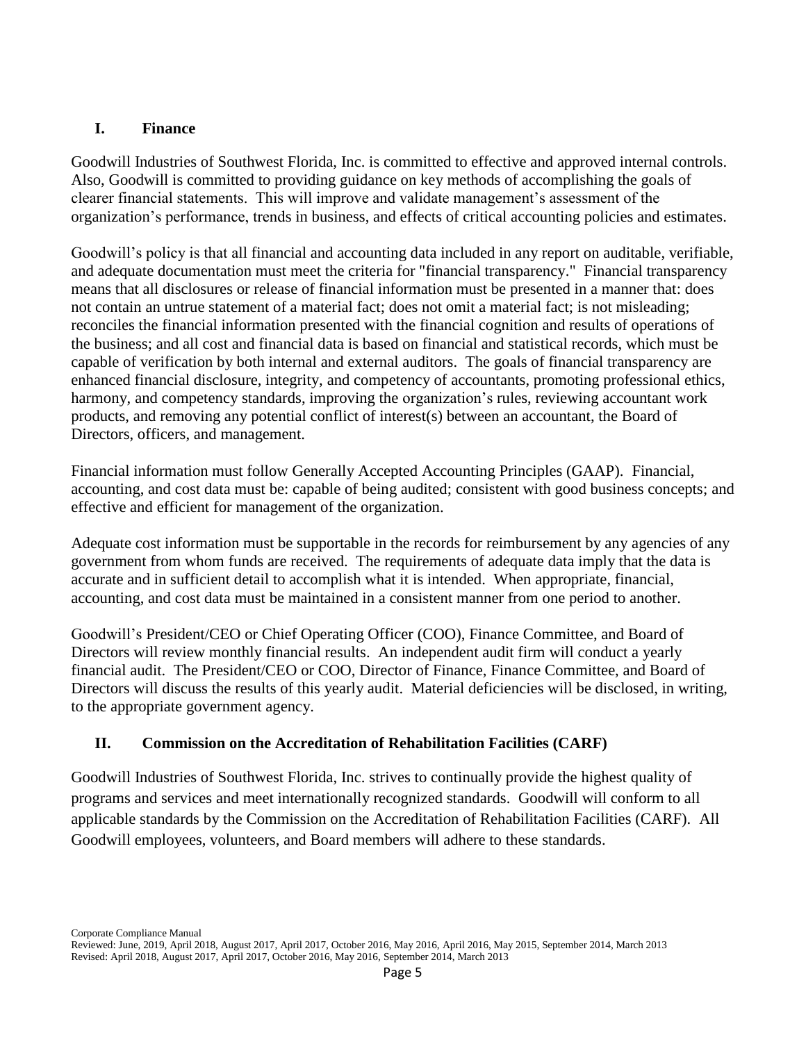## I. Finance

Goodwill Industries of Southwest Florida, Inc. is committed to effective and approved internal controls. Also, Goodwill is committed to providing guidance on key methods of accomplishing the goals of clearer financial statements. This will improve and validate management's assessment of the organization's performance, trends in business, and effects of critical accounting policies and estimates.

Goodwill's policy is that all financial and accounting data included in any report on auditable, verifiable, and adequate documentation must meet the criteria for "financial transparency." Financial transparency means that all disclosures or release of financial information must be presented in a manner that: does not contain an untrue statement of a material fact; does not omit a material fact; is not misleading; reconciles the financial information presented with the financial cognition and results of operations of the business; and all cost and financial data is based on financial and statistical records, which must be capable of verification by both internal and external auditors. The goals of financial transparency are enhanced financial disclosure, integrity, and competency of accountants, promoting professional ethics, harmony, and competency standards, improving the organization's rules, reviewing accountant work products, and removing any potential conflict of interest(s) between an accountant, the Board of Directors, officers, and management.

Financial information must follow Generally Accepted Accounting Principles (GAAP). Financial, accounting, and cost data must be: capable of being audited; consistent with good business concepts; and effective and efficient for management of the organization.

Adequate cost information must be supportable in the records for reimbursement by any agencies of any government from whom funds are received. The requirements of adequate data imply that the data is accurate and in sufficient detail to accomplish what it is intended. When appropriate, financial, accounting, and cost data must be maintained in a consistent manner from one period to another.

Goodwill's President/CEO or Chief Operating Officer (COO), Finance Committee, and Board of Directors will review monthly financial results. An independent audit firm will conduct a yearly financial audit. The President/CEO or COO, Director of Finance, Finance Committee, and Board of Directors will discuss the results of this yearly audit. Material deficiencies will be disclosed, in writing, to the appropriate government agency.

## II. Commission on the Accreditation of Rehabilitation Facilities (CARF)

Goodwill Industries of Southwest Florida, Inc. strives to continually provide the highest quality of programs and services and meet internationally recognized standards. Goodwill will conform to all applicable standards by the Commission on the Accreditation of Rehabilitation Facilities (CARF). All Goodwill employees, volunteers, and Board members will adhere to these standards.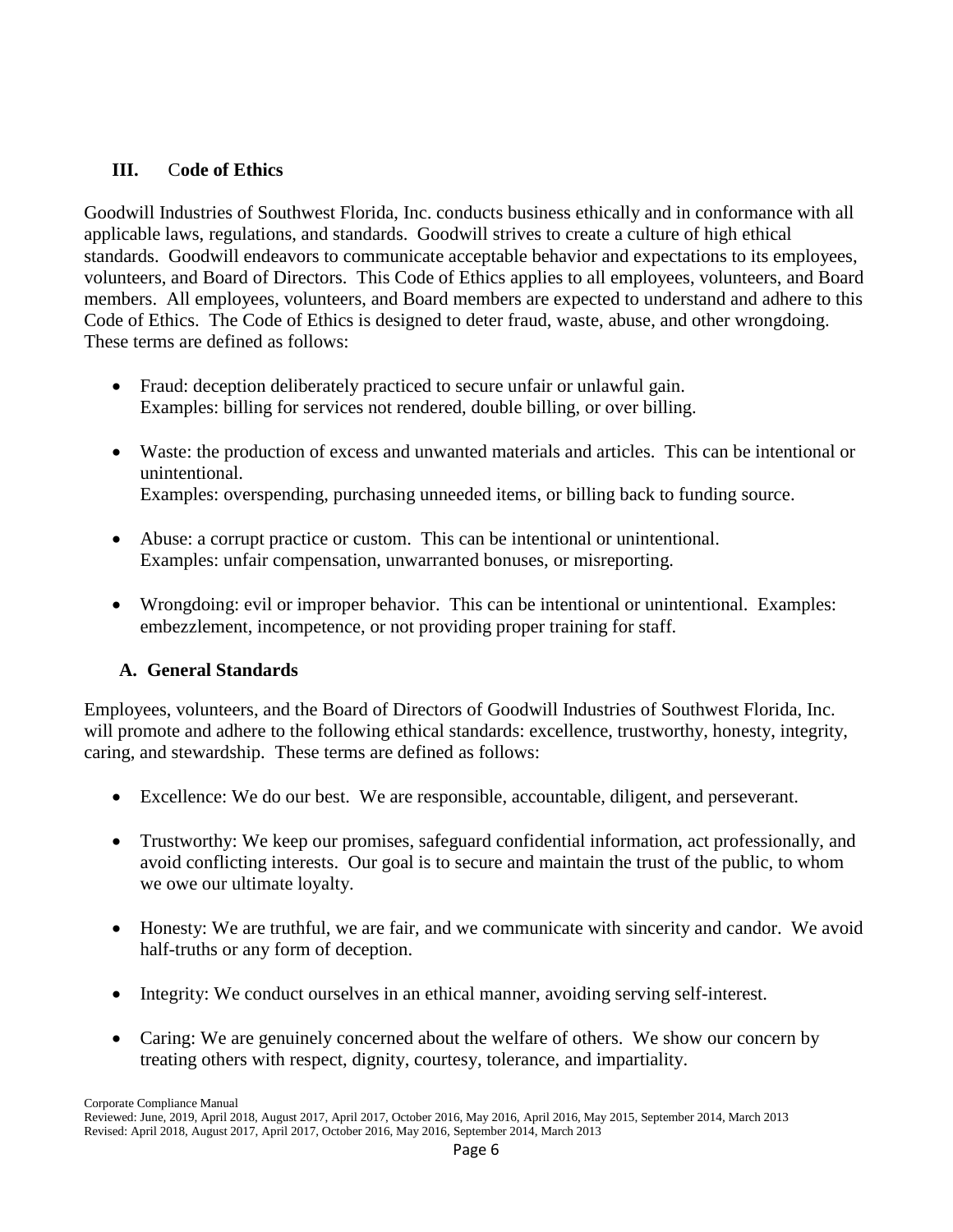## III. Code of Ethics

Goodwill Industries of Southwest Florida, Inc. conducts business ethically and in conformance with all applicable laws, regulations, and standards. Goodwill strives to create a culture of high ethical standards. Goodwill endeavors to communicate acceptable behavior and expectations to its employees, volunteers, and Board of Directors. This Code of Ethics applies to all employees, volunteers, and Board members. All employees, volunteers, and Board members are expected to understand and adhere to this Code of Ethics. The Code of Ethics is designed to deter fraud, waste, abuse, and other wrongdoing. These terms are defined as follows:

- Fraud: deception deliberately practiced to secure unfair or unlawful gain.
  Examples: billing for services not rendered, double billing, or over billing.
- Waste: the production of excess and unwanted materials and articles. This can be intentional or unintentional.
  Examples: overspending, purchasing unneeded items, or billing back to funding source.
- Abuse: a corrupt practice or custom. This can be intentional or unintentional.
  Examples: unfair compensation, unwarranted bonuses, or misreporting.
- Wrongdoing: evil or improper behavior. This can be intentional or unintentional. Examples: embezzlement, incompetence, or not providing proper training for staff.

### A. General Standards

Employees, volunteers, and the Board of Directors of Goodwill Industries of Southwest Florida, Inc. will promote and adhere to the following ethical standards: excellence, trustworthy, honesty, integrity, caring, and stewardship. These terms are defined as follows:

- Excellence: We do our best. We are responsible, accountable, diligent, and perseverant.
- Trustworthy: We keep our promises, safeguard confidential information, act professionally, and avoid conflicting interests. Our goal is to secure and maintain the trust of the public, to whom we owe our ultimate loyalty.
- Honesty: We are truthful, we are fair, and we communicate with sincerity and candor. We avoid half-truths or any form of deception.
- Integrity: We conduct ourselves in an ethical manner, avoiding serving self-interest.
- Caring: We are genuinely concerned about the welfare of others. We show our concern by treating others with respect, dignity, courtesy, tolerance, and impartiality.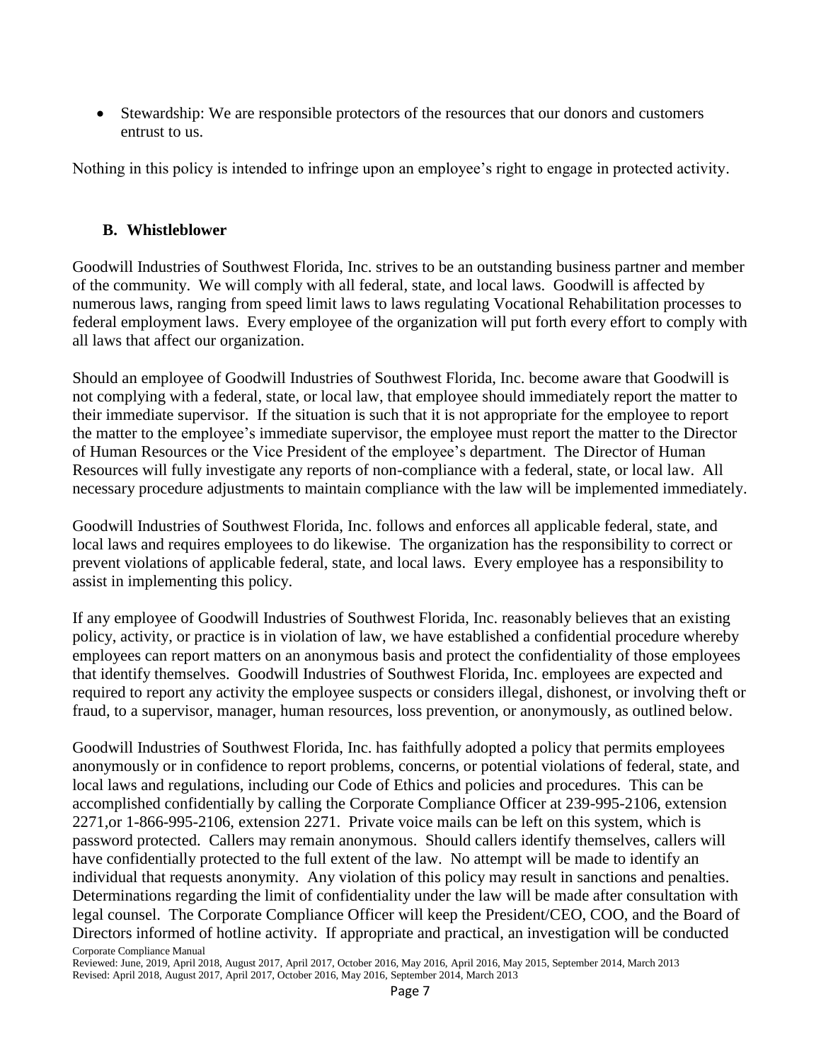- Stewardship: We are responsible protectors of the resources that our donors and customers entrust to us.

Nothing in this policy is intended to infringe upon an employee's right to engage in protected activity.

## B. Whistleblower

Goodwill Industries of Southwest Florida, Inc. strives to be an outstanding business partner and member of the community. We will comply with all federal, state, and local laws. Goodwill is affected by numerous laws, ranging from speed limit laws to laws regulating Vocational Rehabilitation processes to federal employment laws. Every employee of the organization will put forth every effort to comply with all laws that affect our organization.

Should an employee of Goodwill Industries of Southwest Florida, Inc. become aware that Goodwill is not complying with a federal, state, or local law, that employee should immediately report the matter to their immediate supervisor. If the situation is such that it is not appropriate for the employee to report the matter to the employee's immediate supervisor, the employee must report the matter to the Director of Human Resources or the Vice President of the employee's department. The Director of Human Resources will fully investigate any reports of non-compliance with a federal, state, or local law. All necessary procedure adjustments to maintain compliance with the law will be implemented immediately.

Goodwill Industries of Southwest Florida, Inc. follows and enforces all applicable federal, state, and local laws and requires employees to do likewise. The organization has the responsibility to correct or prevent violations of applicable federal, state, and local laws. Every employee has a responsibility to assist in implementing this policy.

If any employee of Goodwill Industries of Southwest Florida, Inc. reasonably believes that an existing policy, activity, or practice is in violation of law, we have established a confidential procedure whereby employees can report matters on an anonymous basis and protect the confidentiality of those employees that identify themselves. Goodwill Industries of Southwest Florida, Inc. employees are expected and required to report any activity the employee suspects or considers illegal, dishonest, or involving theft or fraud, to a supervisor, manager, human resources, loss prevention, or anonymously, as outlined below.

Goodwill Industries of Southwest Florida, Inc. has faithfully adopted a policy that permits employees anonymously or in confidence to report problems, concerns, or potential violations of federal, state, and local laws and regulations, including our Code of Ethics and policies and procedures. This can be accomplished confidentially by calling the Corporate Compliance Officer at 239-995-2106, extension 2271,or 1-866-995-2106, extension 2271. Private voice mails can be left on this system, which is password protected. Callers may remain anonymous. Should callers identify themselves, callers will have confidentially protected to the full extent of the law. No attempt will be made to identify an individual that requests anonymity. Any violation of this policy may result in sanctions and penalties. Determinations regarding the limit of confidentiality under the law will be made after consultation with legal counsel. The Corporate Compliance Officer will keep the President/CEO, COO, and the Board of Directors informed of hotline activity. If appropriate and practical, an investigation will be conducted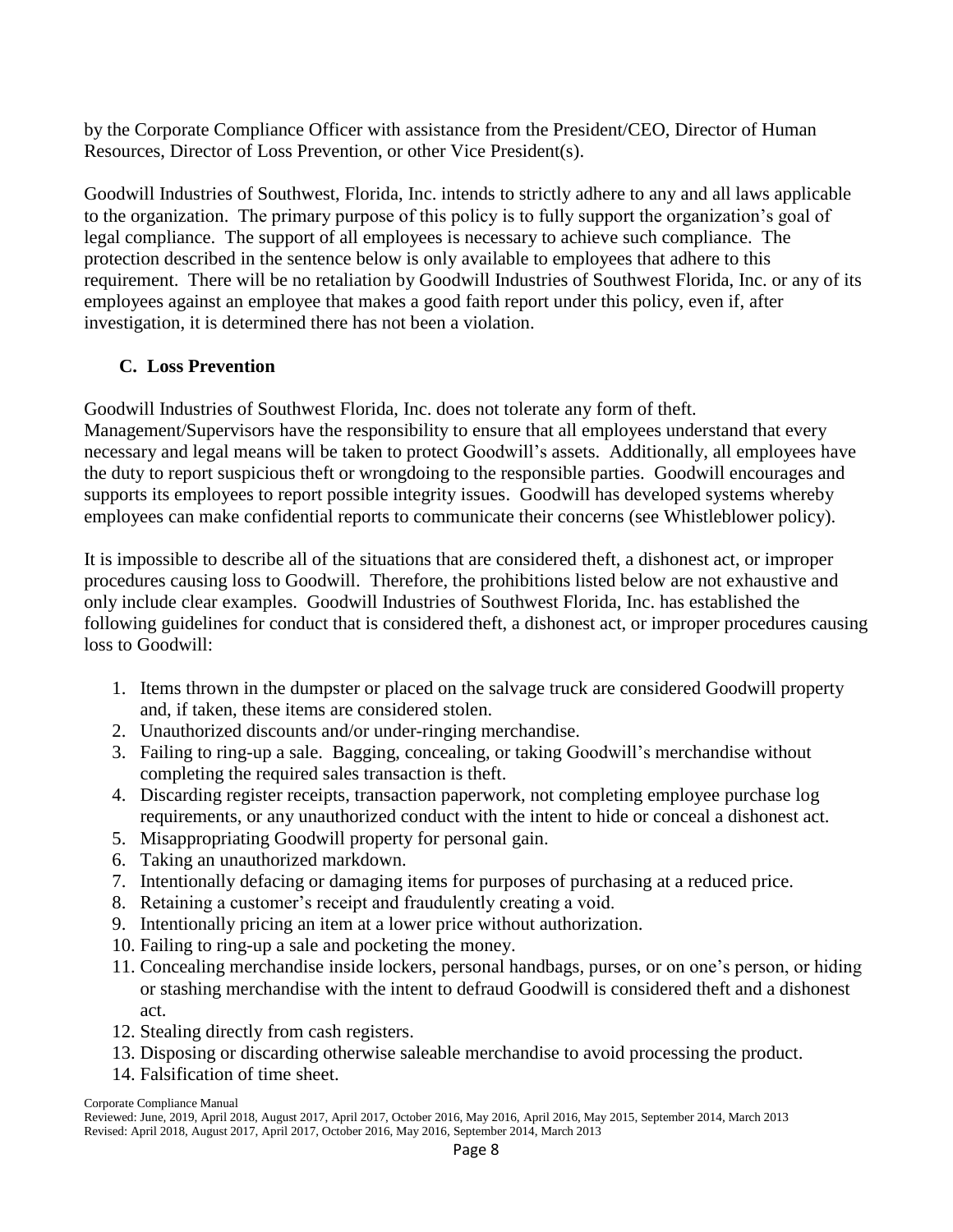by the Corporate Compliance Officer with assistance from the President/CEO, Director of Human Resources, Director of Loss Prevention, or other Vice President(s).

Goodwill Industries of Southwest, Florida, Inc. intends to strictly adhere to any and all laws applicable to the organization. The primary purpose of this policy is to fully support the organization's goal of legal compliance. The support of all employees is necessary to achieve such compliance. The protection described in the sentence below is only available to employees that adhere to this requirement. There will be no retaliation by Goodwill Industries of Southwest Florida, Inc. or any of its employees against an employee that makes a good faith report under this policy, even if, after investigation, it is determined there has not been a violation.

### C. Loss Prevention

Goodwill Industries of Southwest Florida, Inc. does not tolerate any form of theft. Management/Supervisors have the responsibility to ensure that all employees understand that every necessary and legal means will be taken to protect Goodwill's assets. Additionally, all employees have the duty to report suspicious theft or wrongdoing to the responsible parties. Goodwill encourages and supports its employees to report possible integrity issues. Goodwill has developed systems whereby employees can make confidential reports to communicate their concerns (see Whistleblower policy).

It is impossible to describe all of the situations that are considered theft, a dishonest act, or improper procedures causing loss to Goodwill. Therefore, the prohibitions listed below are not exhaustive and only include clear examples. Goodwill Industries of Southwest Florida, Inc. has established the following guidelines for conduct that is considered theft, a dishonest act, or improper procedures causing loss to Goodwill:

1. Items thrown in the dumpster or placed on the salvage truck are considered Goodwill property and, if taken, these items are considered stolen.
2. Unauthorized discounts and/or under-ringing merchandise.
3. Failing to ring-up a sale. Bagging, concealing, or taking Goodwill's merchandise without completing the required sales transaction is theft.
4. Discarding register receipts, transaction paperwork, not completing employee purchase log requirements, or any unauthorized conduct with the intent to hide or conceal a dishonest act.
5. Misappropriating Goodwill property for personal gain.
6. Taking an unauthorized markdown.
7. Intentionally defacing or damaging items for purposes of purchasing at a reduced price.
8. Retaining a customer's receipt and fraudulently creating a void.
9. Intentionally pricing an item at a lower price without authorization.
10. Failing to ring-up a sale and pocketing the money.
11. Concealing merchandise inside lockers, personal handbags, purses, or on one's person, or hiding or stashing merchandise with the intent to defraud Goodwill is considered theft and a dishonest act.
12. Stealing directly from cash registers.
13. Disposing or discarding otherwise saleable merchandise to avoid processing the product.
14. Falsification of time sheet.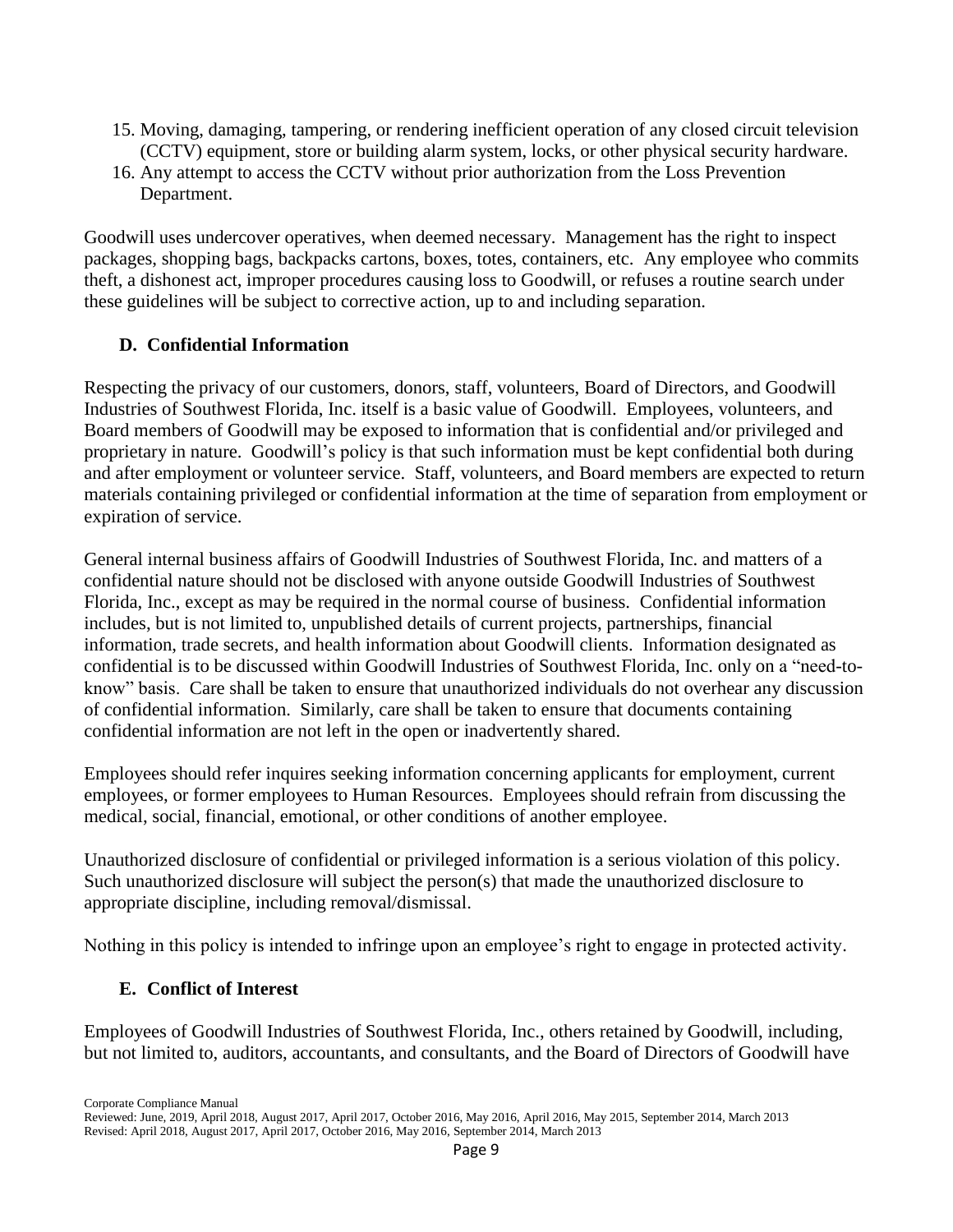15. Moving, damaging, tampering, or rendering inefficient operation of any closed circuit television (CCTV) equipment, store or building alarm system, locks, or other physical security hardware.
16. Any attempt to access the CCTV without prior authorization from the Loss Prevention Department.

Goodwill uses undercover operatives, when deemed necessary. Management has the right to inspect packages, shopping bags, backpacks cartons, boxes, totes, containers, etc. Any employee who commits theft, a dishonest act, improper procedures causing loss to Goodwill, or refuses a routine search under these guidelines will be subject to corrective action, up to and including separation.

### D. Confidential Information

Respecting the privacy of our customers, donors, staff, volunteers, Board of Directors, and Goodwill Industries of Southwest Florida, Inc. itself is a basic value of Goodwill. Employees, volunteers, and Board members of Goodwill may be exposed to information that is confidential and/or privileged and proprietary in nature. Goodwill's policy is that such information must be kept confidential both during and after employment or volunteer service. Staff, volunteers, and Board members are expected to return materials containing privileged or confidential information at the time of separation from employment or expiration of service.

General internal business affairs of Goodwill Industries of Southwest Florida, Inc. and matters of a confidential nature should not be disclosed with anyone outside Goodwill Industries of Southwest Florida, Inc., except as may be required in the normal course of business. Confidential information includes, but is not limited to, unpublished details of current projects, partnerships, financial information, trade secrets, and health information about Goodwill clients. Information designated as confidential is to be discussed within Goodwill Industries of Southwest Florida, Inc. only on a "need-to-know" basis. Care shall be taken to ensure that unauthorized individuals do not overhear any discussion of confidential information. Similarly, care shall be taken to ensure that documents containing confidential information are not left in the open or inadvertently shared.

Employees should refer inquires seeking information concerning applicants for employment, current employees, or former employees to Human Resources. Employees should refrain from discussing the medical, social, financial, emotional, or other conditions of another employee.

Unauthorized disclosure of confidential or privileged information is a serious violation of this policy. Such unauthorized disclosure will subject the person(s) that made the unauthorized disclosure to appropriate discipline, including removal/dismissal.

Nothing in this policy is intended to infringe upon an employee's right to engage in protected activity.

### E. Conflict of Interest

Employees of Goodwill Industries of Southwest Florida, Inc., others retained by Goodwill, including, but not limited to, auditors, accountants, and consultants, and the Board of Directors of Goodwill have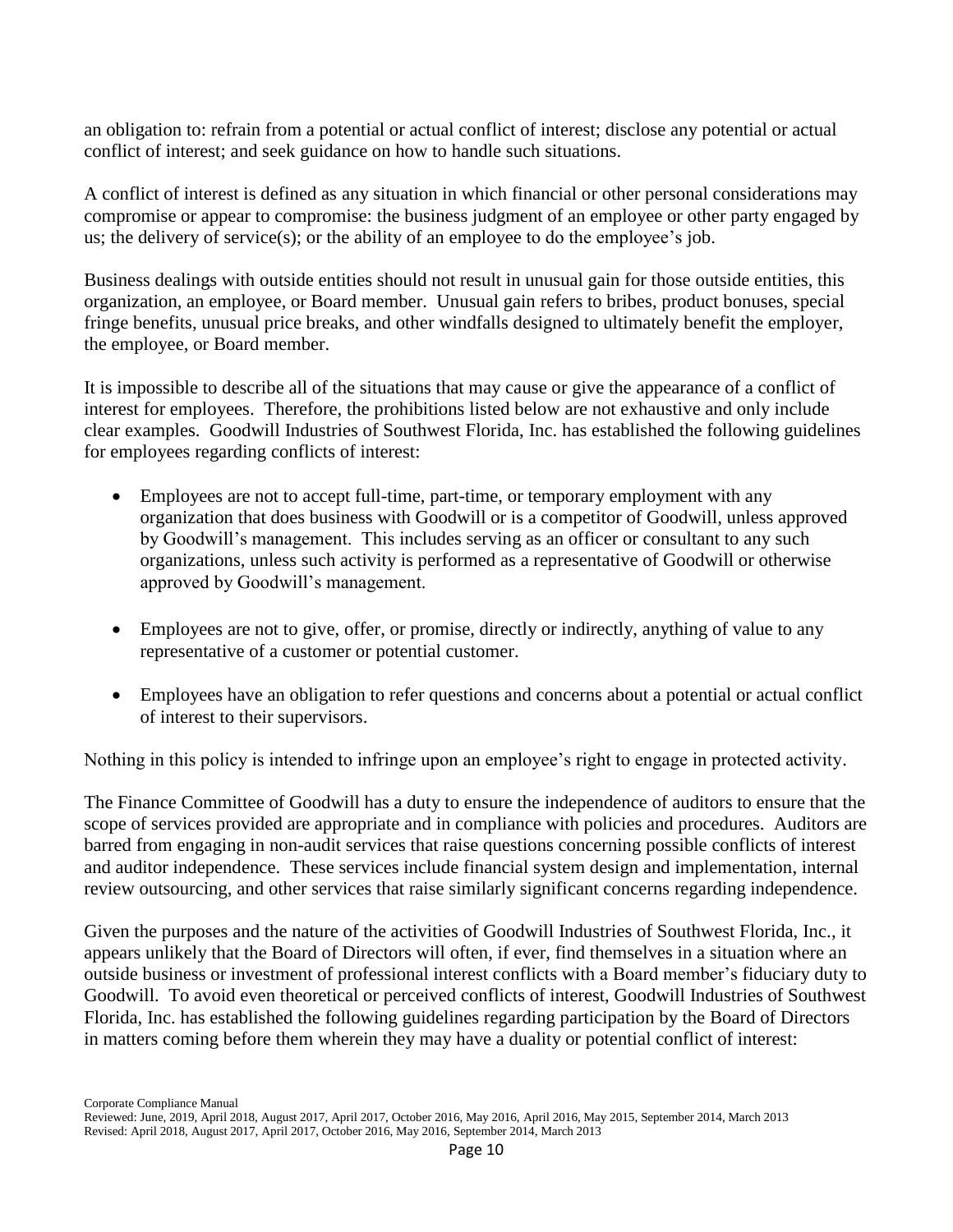an obligation to: refrain from a potential or actual conflict of interest; disclose any potential or actual conflict of interest; and seek guidance on how to handle such situations.

A conflict of interest is defined as any situation in which financial or other personal considerations may compromise or appear to compromise: the business judgment of an employee or other party engaged by us; the delivery of service(s); or the ability of an employee to do the employee's job.

Business dealings with outside entities should not result in unusual gain for those outside entities, this organization, an employee, or Board member. Unusual gain refers to bribes, product bonuses, special fringe benefits, unusual price breaks, and other windfalls designed to ultimately benefit the employer, the employee, or Board member.

It is impossible to describe all of the situations that may cause or give the appearance of a conflict of interest for employees. Therefore, the prohibitions listed below are not exhaustive and only include clear examples. Goodwill Industries of Southwest Florida, Inc. has established the following guidelines for employees regarding conflicts of interest:

- Employees are not to accept full-time, part-time, or temporary employment with any organization that does business with Goodwill or is a competitor of Goodwill, unless approved by Goodwill's management. This includes serving as an officer or consultant to any such organizations, unless such activity is performed as a representative of Goodwill or otherwise approved by Goodwill's management.

- Employees are not to give, offer, or promise, directly or indirectly, anything of value to any representative of a customer or potential customer.

- Employees have an obligation to refer questions and concerns about a potential or actual conflict of interest to their supervisors.

Nothing in this policy is intended to infringe upon an employee's right to engage in protected activity.

The Finance Committee of Goodwill has a duty to ensure the independence of auditors to ensure that the scope of services provided are appropriate and in compliance with policies and procedures. Auditors are barred from engaging in non-audit services that raise questions concerning possible conflicts of interest and auditor independence. These services include financial system design and implementation, internal review outsourcing, and other services that raise similarly significant concerns regarding independence.

Given the purposes and the nature of the activities of Goodwill Industries of Southwest Florida, Inc., it appears unlikely that the Board of Directors will often, if ever, find themselves in a situation where an outside business or investment of professional interest conflicts with a Board member's fiduciary duty to Goodwill. To avoid even theoretical or perceived conflicts of interest, Goodwill Industries of Southwest Florida, Inc. has established the following guidelines regarding participation by the Board of Directors in matters coming before them wherein they may have a duality or potential conflict of interest: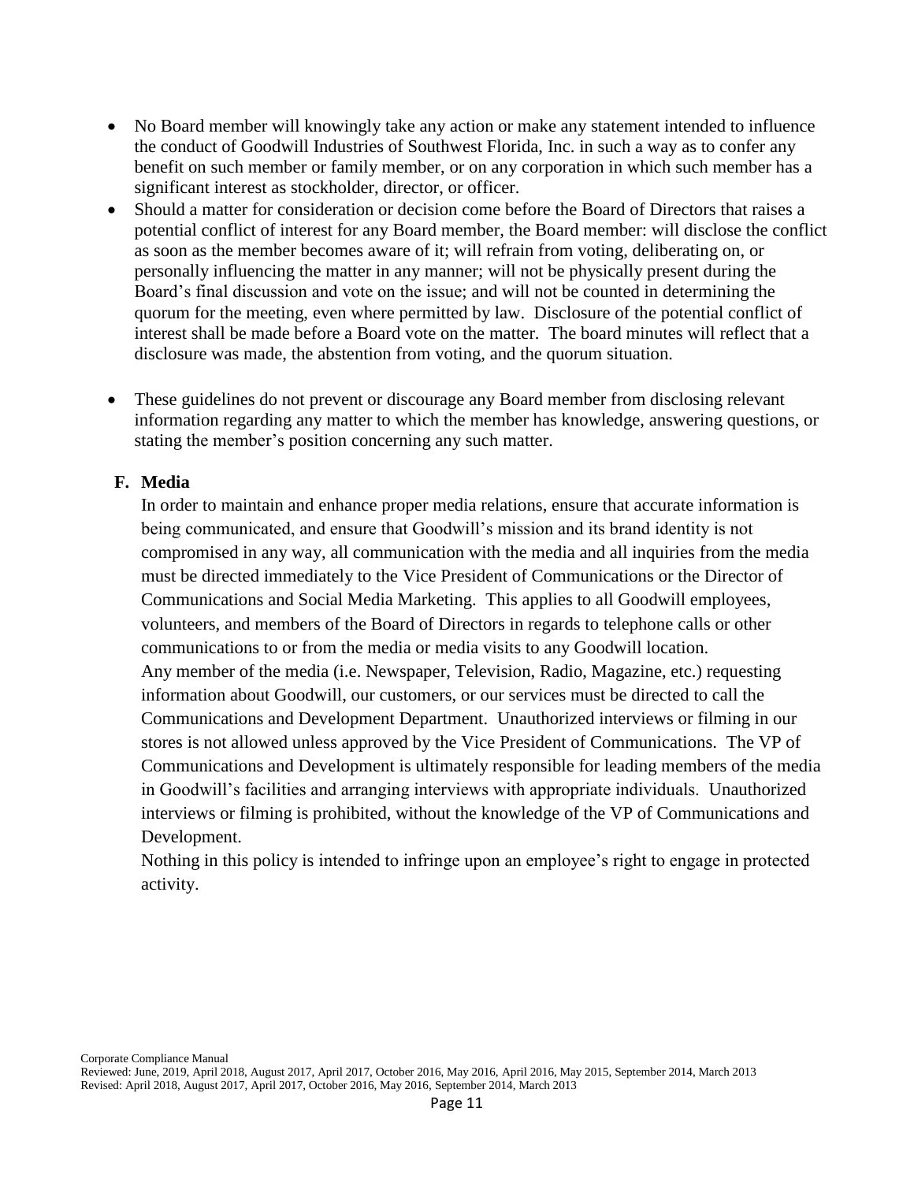- No Board member will knowingly take any action or make any statement intended to influence the conduct of Goodwill Industries of Southwest Florida, Inc. in such a way as to confer any benefit on such member or family member, or on any corporation in which such member has a significant interest as stockholder, director, or officer.
- Should a matter for consideration or decision come before the Board of Directors that raises a potential conflict of interest for any Board member, the Board member: will disclose the conflict as soon as the member becomes aware of it; will refrain from voting, deliberating on, or personally influencing the matter in any manner; will not be physically present during the Board's final discussion and vote on the issue; and will not be counted in determining the quorum for the meeting, even where permitted by law. Disclosure of the potential conflict of interest shall be made before a Board vote on the matter. The board minutes will reflect that a disclosure was made, the abstention from voting, and the quorum situation.
- These guidelines do not prevent or discourage any Board member from disclosing relevant information regarding any matter to which the member has knowledge, answering questions, or stating the member's position concerning any such matter.

**F. Media**

In order to maintain and enhance proper media relations, ensure that accurate information is being communicated, and ensure that Goodwill's mission and its brand identity is not compromised in any way, all communication with the media and all inquiries from the media must be directed immediately to the Vice President of Communications or the Director of Communications and Social Media Marketing. This applies to all Goodwill employees, volunteers, and members of the Board of Directors in regards to telephone calls or other communications to or from the media or media visits to any Goodwill location.

Any member of the media (i.e. Newspaper, Television, Radio, Magazine, etc.) requesting information about Goodwill, our customers, or our services must be directed to call the Communications and Development Department. Unauthorized interviews or filming in our stores is not allowed unless approved by the Vice President of Communications. The VP of Communications and Development is ultimately responsible for leading members of the media in Goodwill's facilities and arranging interviews with appropriate individuals. Unauthorized interviews or filming is prohibited, without the knowledge of the VP of Communications and Development.

Nothing in this policy is intended to infringe upon an employee's right to engage in protected activity.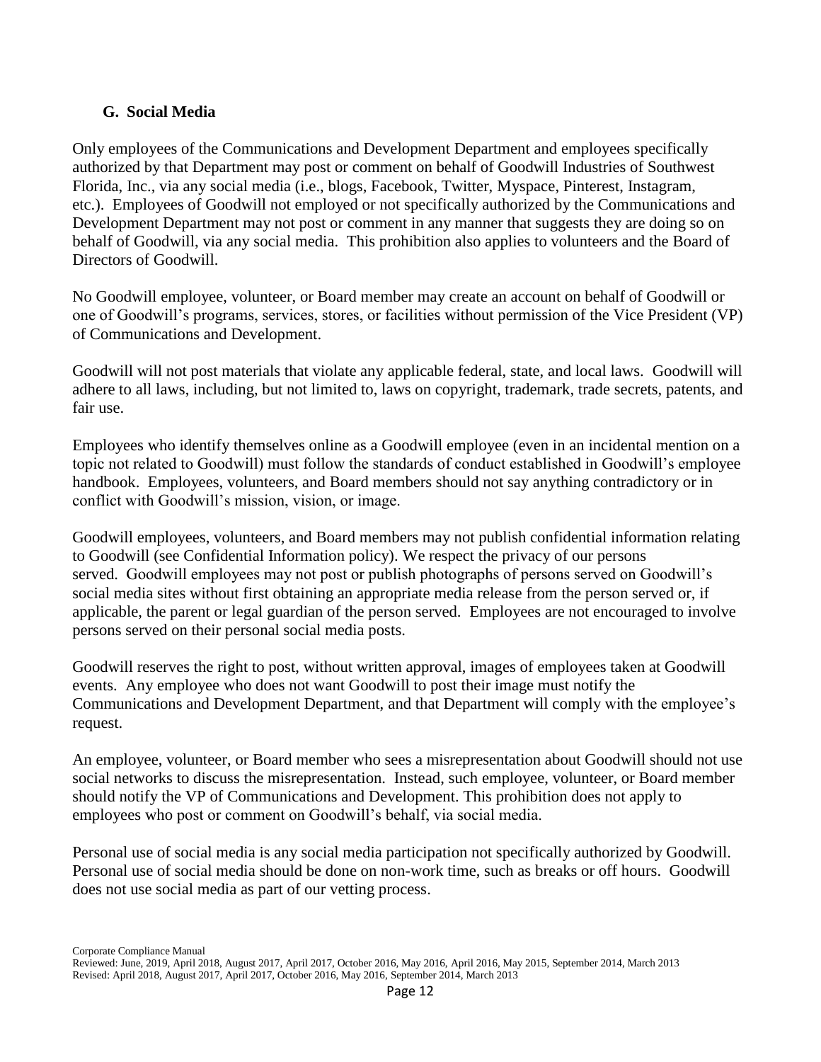### G. Social Media

Only employees of the Communications and Development Department and employees specifically authorized by that Department may post or comment on behalf of Goodwill Industries of Southwest Florida, Inc., via any social media (i.e., blogs, Facebook, Twitter, Myspace, Pinterest, Instagram, etc.). Employees of Goodwill not employed or not specifically authorized by the Communications and Development Department may not post or comment in any manner that suggests they are doing so on behalf of Goodwill, via any social media. This prohibition also applies to volunteers and the Board of Directors of Goodwill.

No Goodwill employee, volunteer, or Board member may create an account on behalf of Goodwill or one of Goodwill's programs, services, stores, or facilities without permission of the Vice President (VP) of Communications and Development.

Goodwill will not post materials that violate any applicable federal, state, and local laws. Goodwill will adhere to all laws, including, but not limited to, laws on copyright, trademark, trade secrets, patents, and fair use.

Employees who identify themselves online as a Goodwill employee (even in an incidental mention on a topic not related to Goodwill) must follow the standards of conduct established in Goodwill's employee handbook. Employees, volunteers, and Board members should not say anything contradictory or in conflict with Goodwill's mission, vision, or image.

Goodwill employees, volunteers, and Board members may not publish confidential information relating to Goodwill (see Confidential Information policy). We respect the privacy of our persons served. Goodwill employees may not post or publish photographs of persons served on Goodwill's social media sites without first obtaining an appropriate media release from the person served or, if applicable, the parent or legal guardian of the person served. Employees are not encouraged to involve persons served on their personal social media posts.

Goodwill reserves the right to post, without written approval, images of employees taken at Goodwill events. Any employee who does not want Goodwill to post their image must notify the Communications and Development Department, and that Department will comply with the employee's request.

An employee, volunteer, or Board member who sees a misrepresentation about Goodwill should not use social networks to discuss the misrepresentation. Instead, such employee, volunteer, or Board member should notify the VP of Communications and Development. This prohibition does not apply to employees who post or comment on Goodwill's behalf, via social media.

Personal use of social media is any social media participation not specifically authorized by Goodwill. Personal use of social media should be done on non-work time, such as breaks or off hours. Goodwill does not use social media as part of our vetting process.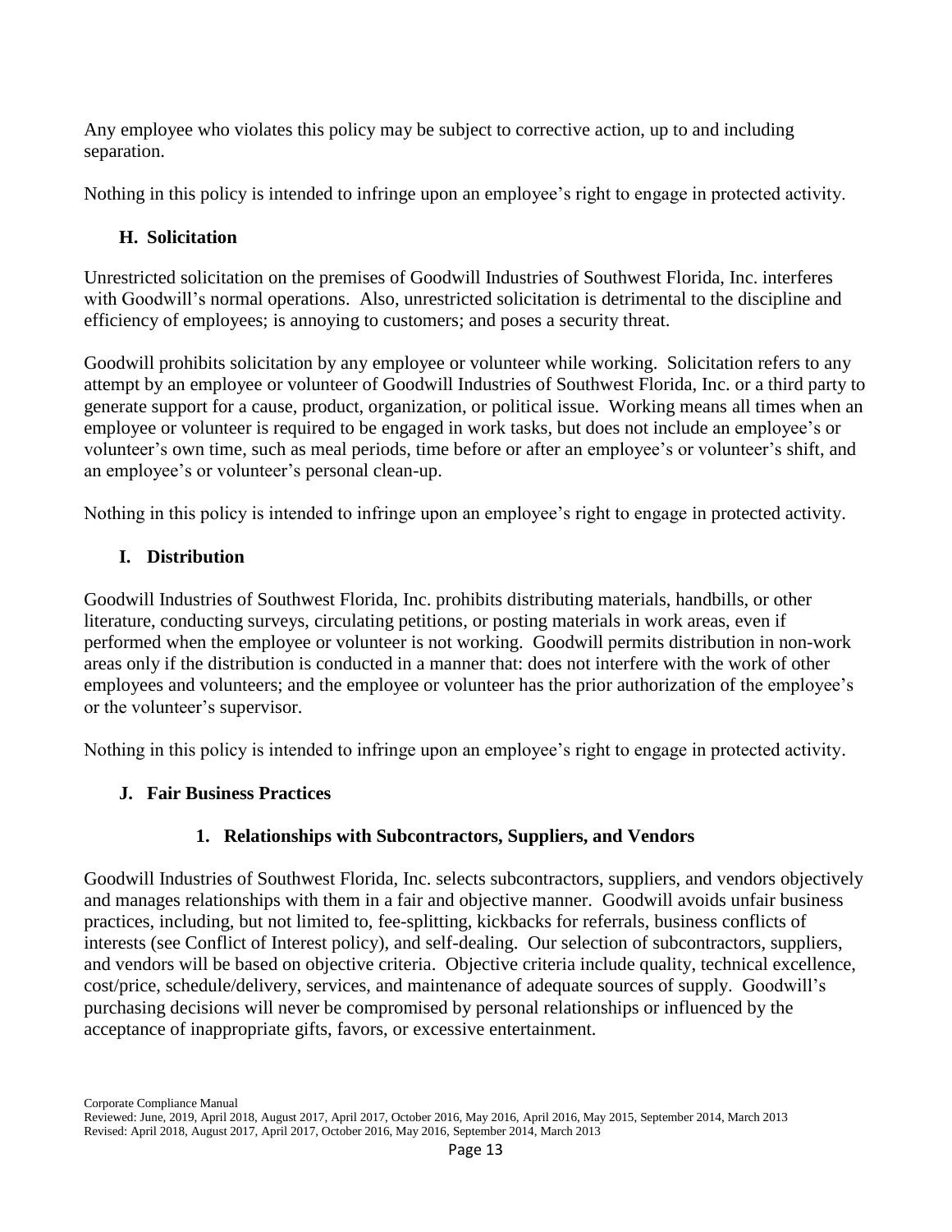Any employee who violates this policy may be subject to corrective action, up to and including separation.

Nothing in this policy is intended to infringe upon an employee's right to engage in protected activity.

### H. Solicitation

Unrestricted solicitation on the premises of Goodwill Industries of Southwest Florida, Inc. interferes with Goodwill's normal operations. Also, unrestricted solicitation is detrimental to the discipline and efficiency of employees; is annoying to customers; and poses a security threat.

Goodwill prohibits solicitation by any employee or volunteer while working. Solicitation refers to any attempt by an employee or volunteer of Goodwill Industries of Southwest Florida, Inc. or a third party to generate support for a cause, product, organization, or political issue. Working means all times when an employee or volunteer is required to be engaged in work tasks, but does not include an employee's or volunteer's own time, such as meal periods, time before or after an employee's or volunteer's shift, and an employee's or volunteer's personal clean-up.

Nothing in this policy is intended to infringe upon an employee's right to engage in protected activity.

### I. Distribution

Goodwill Industries of Southwest Florida, Inc. prohibits distributing materials, handbills, or other literature, conducting surveys, circulating petitions, or posting materials in work areas, even if performed when the employee or volunteer is not working. Goodwill permits distribution in non-work areas only if the distribution is conducted in a manner that: does not interfere with the work of other employees and volunteers; and the employee or volunteer has the prior authorization of the employee's or the volunteer's supervisor.

Nothing in this policy is intended to infringe upon an employee's right to engage in protected activity.

### J. Fair Business Practices

#### 1. Relationships with Subcontractors, Suppliers, and Vendors

Goodwill Industries of Southwest Florida, Inc. selects subcontractors, suppliers, and vendors objectively and manages relationships with them in a fair and objective manner. Goodwill avoids unfair business practices, including, but not limited to, fee-splitting, kickbacks for referrals, business conflicts of interests (see Conflict of Interest policy), and self-dealing. Our selection of subcontractors, suppliers, and vendors will be based on objective criteria. Objective criteria include quality, technical excellence, cost/price, schedule/delivery, services, and maintenance of adequate sources of supply. Goodwill's purchasing decisions will never be compromised by personal relationships or influenced by the acceptance of inappropriate gifts, favors, or excessive entertainment.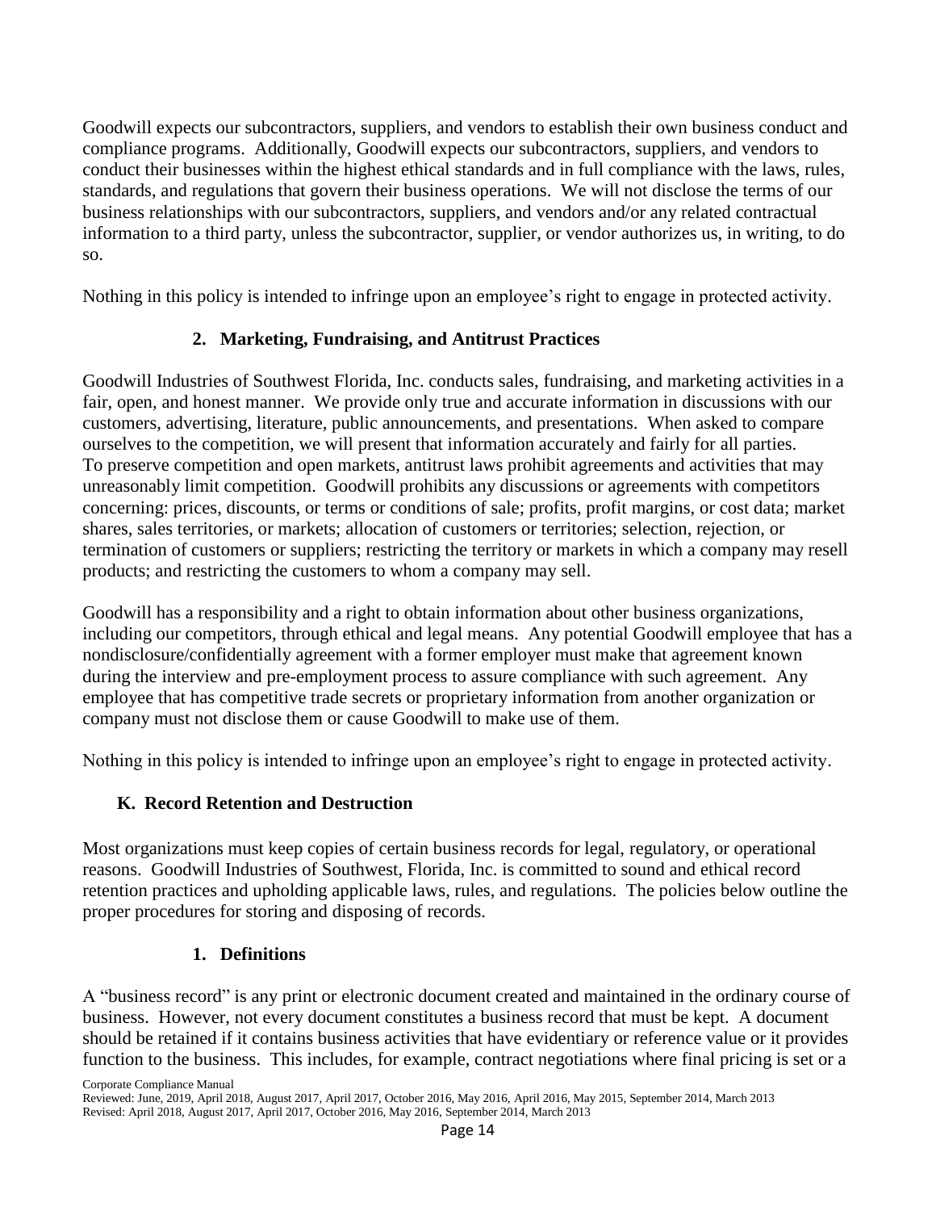Goodwill expects our subcontractors, suppliers, and vendors to establish their own business conduct and compliance programs. Additionally, Goodwill expects our subcontractors, suppliers, and vendors to conduct their businesses within the highest ethical standards and in full compliance with the laws, rules, standards, and regulations that govern their business operations. We will not disclose the terms of our business relationships with our subcontractors, suppliers, and vendors and/or any related contractual information to a third party, unless the subcontractor, supplier, or vendor authorizes us, in writing, to do so.

Nothing in this policy is intended to infringe upon an employee's right to engage in protected activity.

### 2. Marketing, Fundraising, and Antitrust Practices

Goodwill Industries of Southwest Florida, Inc. conducts sales, fundraising, and marketing activities in a fair, open, and honest manner. We provide only true and accurate information in discussions with our customers, advertising, literature, public announcements, and presentations. When asked to compare ourselves to the competition, we will present that information accurately and fairly for all parties. To preserve competition and open markets, antitrust laws prohibit agreements and activities that may unreasonably limit competition. Goodwill prohibits any discussions or agreements with competitors concerning: prices, discounts, or terms or conditions of sale; profits, profit margins, or cost data; market shares, sales territories, or markets; allocation of customers or territories; selection, rejection, or termination of customers or suppliers; restricting the territory or markets in which a company may resell products; and restricting the customers to whom a company may sell.

Goodwill has a responsibility and a right to obtain information about other business organizations, including our competitors, through ethical and legal means. Any potential Goodwill employee that has a nondisclosure/confidentially agreement with a former employer must make that agreement known during the interview and pre-employment process to assure compliance with such agreement. Any employee that has competitive trade secrets or proprietary information from another organization or company must not disclose them or cause Goodwill to make use of them.

Nothing in this policy is intended to infringe upon an employee's right to engage in protected activity.

## K. Record Retention and Destruction

Most organizations must keep copies of certain business records for legal, regulatory, or operational reasons. Goodwill Industries of Southwest, Florida, Inc. is committed to sound and ethical record retention practices and upholding applicable laws, rules, and regulations. The policies below outline the proper procedures for storing and disposing of records.

### 1. Definitions

A "business record" is any print or electronic document created and maintained in the ordinary course of business. However, not every document constitutes a business record that must be kept. A document should be retained if it contains business activities that have evidentiary or reference value or it provides function to the business. This includes, for example, contract negotiations where final pricing is set or a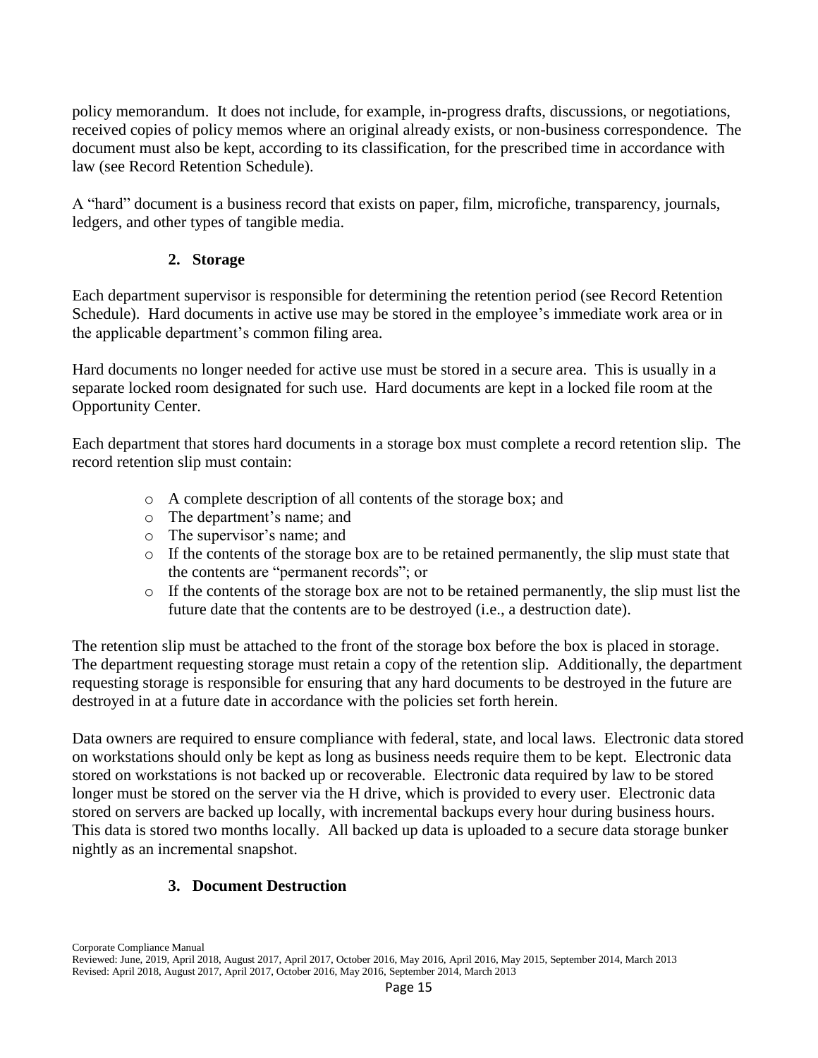policy memorandum. It does not include, for example, in-progress drafts, discussions, or negotiations, received copies of policy memos where an original already exists, or non-business correspondence. The document must also be kept, according to its classification, for the prescribed time in accordance with law (see Record Retention Schedule).

A "hard" document is a business record that exists on paper, film, microfiche, transparency, journals, ledgers, and other types of tangible media.

### 2. Storage

Each department supervisor is responsible for determining the retention period (see Record Retention Schedule). Hard documents in active use may be stored in the employee's immediate work area or in the applicable department's common filing area.

Hard documents no longer needed for active use must be stored in a secure area. This is usually in a separate locked room designated for such use. Hard documents are kept in a locked file room at the Opportunity Center.

Each department that stores hard documents in a storage box must complete a record retention slip. The record retention slip must contain:

- A complete description of all contents of the storage box; and
- The department's name; and
- The supervisor's name; and
- If the contents of the storage box are to be retained permanently, the slip must state that the contents are "permanent records"; or
- If the contents of the storage box are not to be retained permanently, the slip must list the future date that the contents are to be destroyed (i.e., a destruction date).

The retention slip must be attached to the front of the storage box before the box is placed in storage. The department requesting storage must retain a copy of the retention slip. Additionally, the department requesting storage is responsible for ensuring that any hard documents to be destroyed in the future are destroyed in at a future date in accordance with the policies set forth herein.

Data owners are required to ensure compliance with federal, state, and local laws. Electronic data stored on workstations should only be kept as long as business needs require them to be kept. Electronic data stored on workstations is not backed up or recoverable. Electronic data required by law to be stored longer must be stored on the server via the H drive, which is provided to every user. Electronic data stored on servers are backed up locally, with incremental backups every hour during business hours. This data is stored two months locally. All backed up data is uploaded to a secure data storage bunker nightly as an incremental snapshot.

### 3. Document Destruction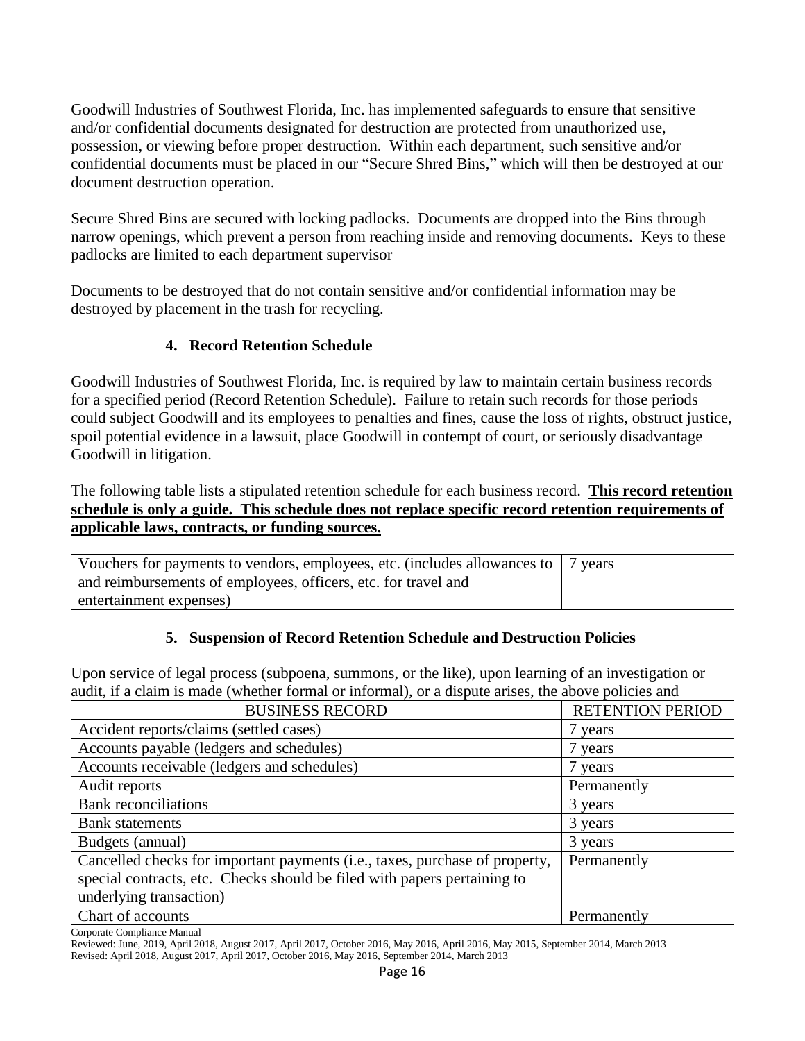Goodwill Industries of Southwest Florida, Inc. has implemented safeguards to ensure that sensitive and/or confidential documents designated for destruction are protected from unauthorized use, possession, or viewing before proper destruction. Within each department, such sensitive and/or confidential documents must be placed in our "Secure Shred Bins," which will then be destroyed at our document destruction operation.

Secure Shred Bins are secured with locking padlocks. Documents are dropped into the Bins through narrow openings, which prevent a person from reaching inside and removing documents. Keys to these padlocks are limited to each department supervisor

Documents to be destroyed that do not contain sensitive and/or confidential information may be destroyed by placement in the trash for recycling.

### 4. Record Retention Schedule

Goodwill Industries of Southwest Florida, Inc. is required by law to maintain certain business records for a specified period (Record Retention Schedule). Failure to retain such records for those periods could subject Goodwill and its employees to penalties and fines, cause the loss of rights, obstruct justice, spoil potential evidence in a lawsuit, place Goodwill in contempt of court, or seriously disadvantage Goodwill in litigation.

The following table lists a stipulated retention schedule for each business record. **This record retention schedule is only a guide. This schedule does not replace specific record retention requirements of applicable laws, contracts, or funding sources.**

| BUSINESS RECORD | RETENTION PERIOD |
|---|---|
| Accident reports/claims (settled cases) | 7 years |
| Accounts payable (ledgers and schedules) | 7 years |
| Accounts receivable (ledgers and schedules) | 7 years |
| Audit reports | Permanently |
| Bank reconciliations | 3 years |
| Bank statements | 3 years |
| Budgets (annual) | 3 years |
| Cancelled checks for important payments (i.e., taxes, purchase of property, special contracts, etc. Checks should be filed with papers pertaining to underlying transaction) | Permanently |
| Chart of accounts | Permanently |
| Vouchers for payments to vendors, employees, etc. (includes allowances to and reimbursements of employees, officers, etc. for travel and entertainment expenses) | 7 years |

### 5. Suspension of Record Retention Schedule and Destruction Policies

Upon service of legal process (subpoena, summons, or the like), upon learning of an investigation or audit, if a claim is made (whether formal or informal), or a dispute arises, the above policies and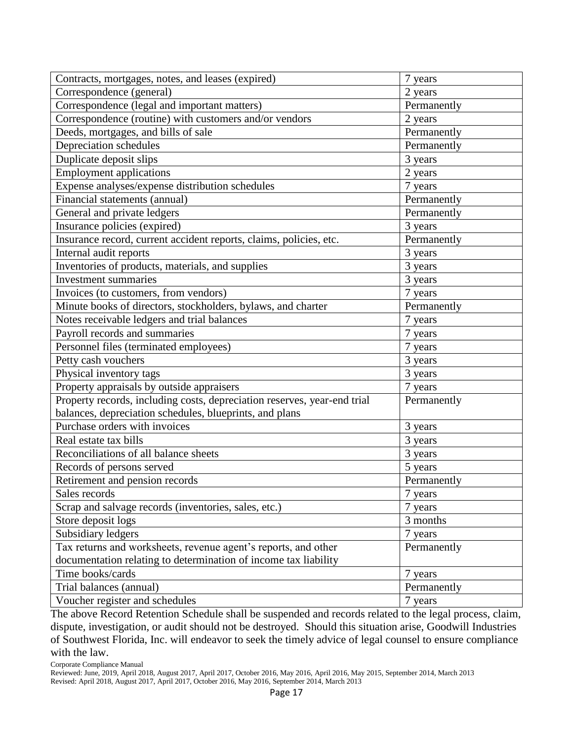| | |
|---|---|
| Contracts, mortgages, notes, and leases (expired) | 7 years |
| Correspondence (general) | 2 years |
| Correspondence (legal and important matters) | Permanently |
| Correspondence (routine) with customers and/or vendors | 2 years |
| Deeds, mortgages, and bills of sale | Permanently |
| Depreciation schedules | Permanently |
| Duplicate deposit slips | 3 years |
| Employment applications | 2 years |
| Expense analyses/expense distribution schedules | 7 years |
| Financial statements (annual) | Permanently |
| General and private ledgers | Permanently |
| Insurance policies (expired) | 3 years |
| Insurance record, current accident reports, claims, policies, etc. | Permanently |
| Internal audit reports | 3 years |
| Inventories of products, materials, and supplies | 3 years |
| Investment summaries | 3 years |
| Invoices (to customers, from vendors) | 7 years |
| Minute books of directors, stockholders, bylaws, and charter | Permanently |
| Notes receivable ledgers and trial balances | 7 years |
| Payroll records and summaries | 7 years |
| Personnel files (terminated employees) | 7 years |
| Petty cash vouchers | 3 years |
| Physical inventory tags | 3 years |
| Property appraisals by outside appraisers | 7 years |
| Property records, including costs, depreciation reserves, year-end trial balances, depreciation schedules, blueprints, and plans | Permanently |
| Purchase orders with invoices | 3 years |
| Real estate tax bills | 3 years |
| Reconciliations of all balance sheets | 3 years |
| Records of persons served | 5 years |
| Retirement and pension records | Permanently |
| Sales records | 7 years |
| Scrap and salvage records (inventories, sales, etc.) | 7 years |
| Store deposit logs | 3 months |
| Subsidiary ledgers | 7 years |
| Tax returns and worksheets, revenue agent's reports, and other documentation relating to determination of income tax liability | Permanently |
| Time books/cards | 7 years |
| Trial balances (annual) | Permanently |
| Voucher register and schedules | 7 years |

The above Record Retention Schedule shall be suspended and records related to the legal process, claim, dispute, investigation, or audit should not be destroyed. Should this situation arise, Goodwill Industries of Southwest Florida, Inc. will endeavor to seek the timely advice of legal counsel to ensure compliance with the law.

Corporate Compliance Manual
Reviewed: June, 2019, April 2018, August 2017, April 2017, October 2016, May 2016, April 2016, May 2015, September 2014, March 2013
Revised: April 2018, August 2017, April 2017, October 2016, May 2016, September 2014, March 2013